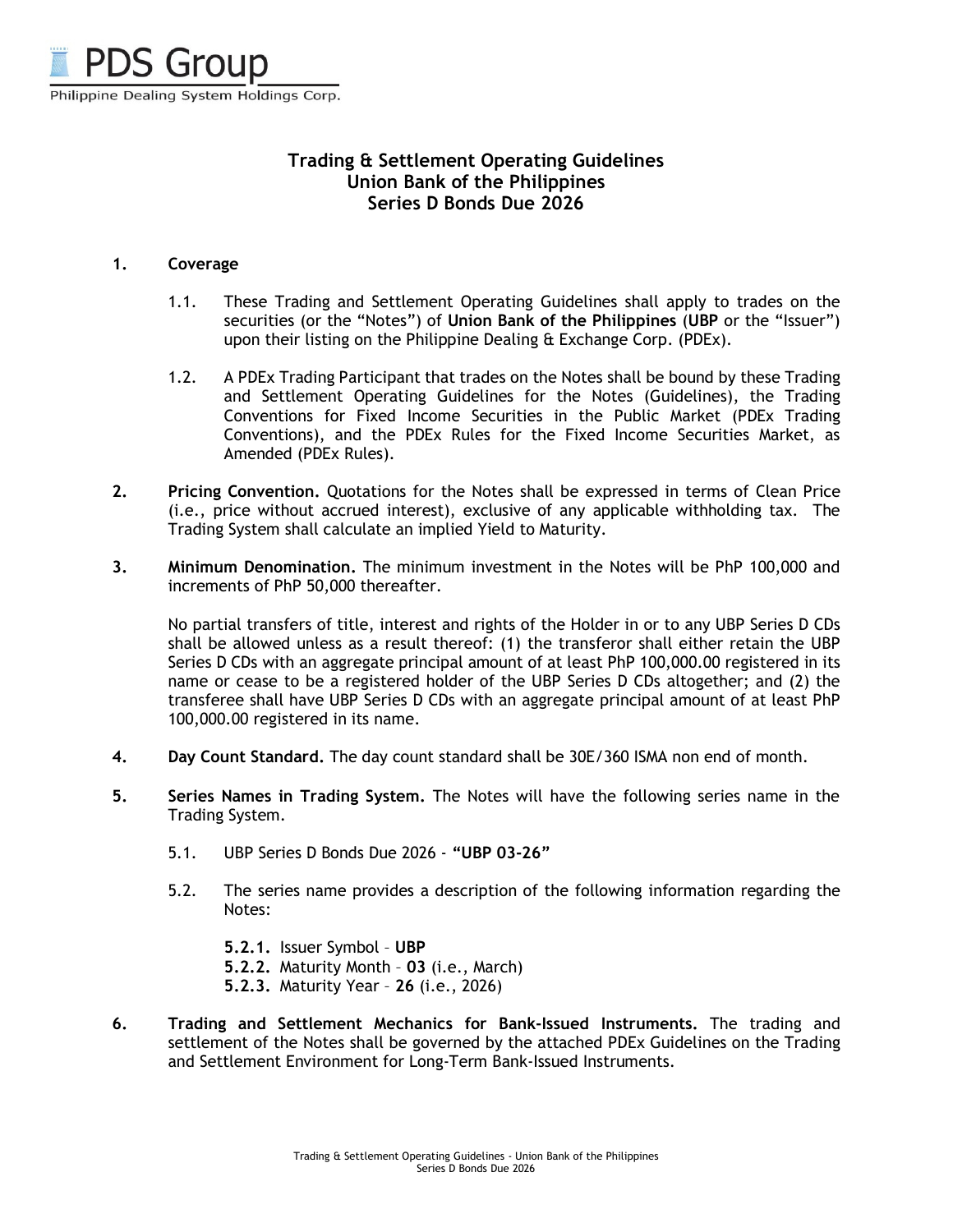PDS Group

Philippine Dealing System Holdings Corp.

# Trading & Settlement Operating Guidelines
# Union Bank of the Philippines
# Series D Bonds Due 2026

**1. Coverage**

1.1. These Trading and Settlement Operating Guidelines shall apply to trades on the securities (or the "Notes") of **Union Bank of the Philippines** (**UBP** or the "Issuer") upon their listing on the Philippine Dealing & Exchange Corp. (PDEx).

1.2. A PDEx Trading Participant that trades on the Notes shall be bound by these Trading and Settlement Operating Guidelines for the Notes (Guidelines), the Trading Conventions for Fixed Income Securities in the Public Market (PDEx Trading Conventions), and the PDEx Rules for the Fixed Income Securities Market, as Amended (PDEx Rules).

**2. Pricing Convention.** Quotations for the Notes shall be expressed in terms of Clean Price (i.e., price without accrued interest), exclusive of any applicable withholding tax. The Trading System shall calculate an implied Yield to Maturity.

**3. Minimum Denomination.** The minimum investment in the Notes will be PhP 100,000 and increments of PhP 50,000 thereafter.

No partial transfers of title, interest and rights of the Holder in or to any UBP Series D CDs shall be allowed unless as a result thereof: (1) the transferor shall either retain the UBP Series D CDs with an aggregate principal amount of at least PhP 100,000.00 registered in its name or cease to be a registered holder of the UBP Series D CDs altogether; and (2) the transferee shall have UBP Series D CDs with an aggregate principal amount of at least PhP 100,000.00 registered in its name.

**4. Day Count Standard.** The day count standard shall be 30E/360 ISMA non end of month.

**5. Series Names in Trading System.** The Notes will have the following series name in the Trading System.

5.1. UBP Series D Bonds Due 2026 - **"UBP 03-26"**

5.2. The series name provides a description of the following information regarding the Notes:

**5.2.1.** Issuer Symbol – **UBP**
**5.2.2.** Maturity Month – **03** (i.e., March)
**5.2.3.** Maturity Year – **26** (i.e., 2026)

**6. Trading and Settlement Mechanics for Bank-Issued Instruments.** The trading and settlement of the Notes shall be governed by the attached PDEx Guidelines on the Trading and Settlement Environment for Long-Term Bank-Issued Instruments.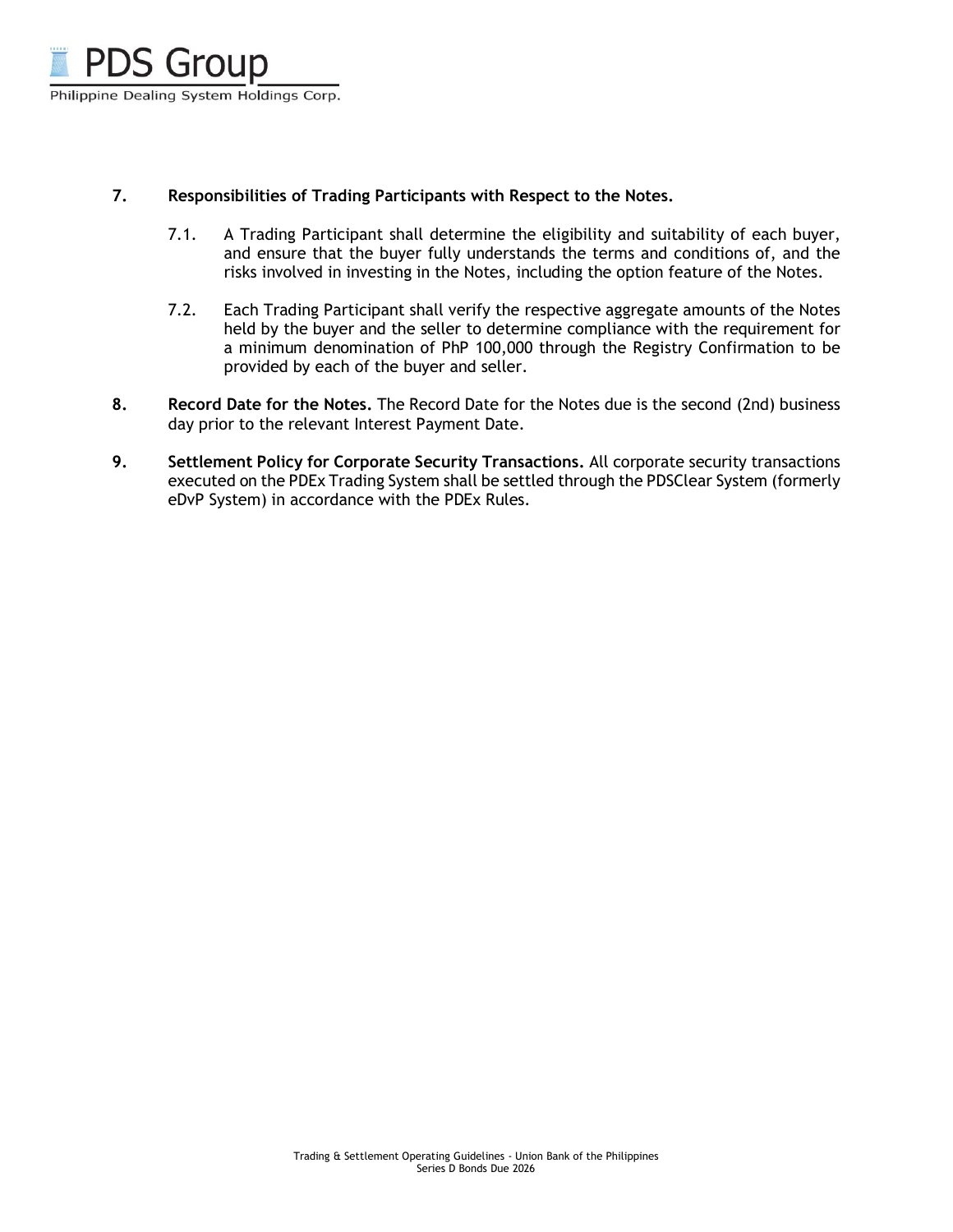**7. Responsibilities of Trading Participants with Respect to the Notes.**

7.1. A Trading Participant shall determine the eligibility and suitability of each buyer, and ensure that the buyer fully understands the terms and conditions of, and the risks involved in investing in the Notes, including the option feature of the Notes.

7.2. Each Trading Participant shall verify the respective aggregate amounts of the Notes held by the buyer and the seller to determine compliance with the requirement for a minimum denomination of PhP 100,000 through the Registry Confirmation to be provided by each of the buyer and seller.

**8. Record Date for the Notes.** The Record Date for the Notes due is the second (2nd) business day prior to the relevant Interest Payment Date.

**9. Settlement Policy for Corporate Security Transactions.** All corporate security transactions executed on the PDEx Trading System shall be settled through the PDSClear System (formerly eDvP System) in accordance with the PDEx Rules.